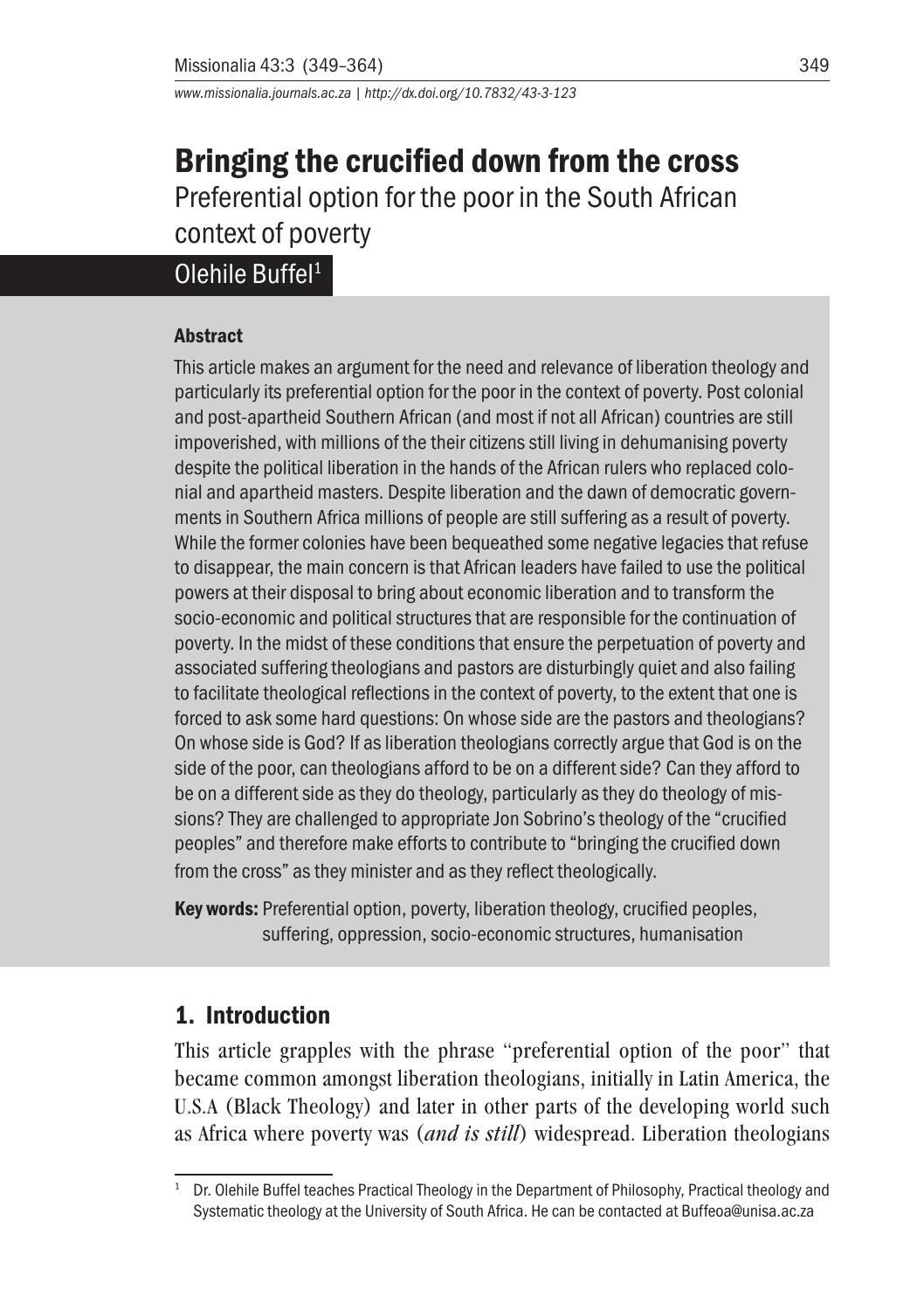# Bringing the crucified down from the cross

## Preferential option for the poor in the South African context of poverty

Olehile Buffel[1]

### Abstract

This article makes an argument for the need and relevance of liberation theology and particularly its preferential option for the poor in the context of poverty. Post colonial and post-apartheid Southern African (and most if not all African) countries are still impoverished, with millions of the their citizens still living in dehumanising poverty despite the political liberation in the hands of the African rulers who replaced colonial and apartheid masters. Despite liberation and the dawn of democratic governments in Southern Africa millions of people are still suffering as a result of poverty. While the former colonies have been bequeathed some negative legacies that refuse to disappear, the main concern is that African leaders have failed to use the political powers at their disposal to bring about economic liberation and to transform the socio-economic and political structures that are responsible for the continuation of poverty. In the midst of these conditions that ensure the perpetuation of poverty and associated suffering theologians and pastors are disturbingly quiet and also failing to facilitate theological reflections in the context of poverty, to the extent that one is forced to ask some hard questions: On whose side are the pastors and theologians? On whose side is God? If as liberation theologians correctly argue that God is on the side of the poor, can theologians afford to be on a different side? Can they afford to be on a different side as they do theology, particularly as they do theology of missions? They are challenged to appropriate Jon Sobrino's theology of the "crucified peoples" and therefore make efforts to contribute to "bringing the crucified down from the cross" as they minister and as they reflect theologically.

**Key words:** Preferential option, poverty, liberation theology, crucified peoples, suffering, oppression, socio-economic structures, humanisation

## 1. Introduction

This article grapples with the phrase "preferential option of the poor" that became common amongst liberation theologians, initially in Latin America, the U.S.A (Black Theology) and later in other parts of the developing world such as Africa where poverty was (*and is still*) widespread. Liberation theologians

---

[1] Dr. Olehile Buffel teaches Practical Theology in the Department of Philosophy, Practical theology and Systematic theology at the University of South Africa. He can be contacted at Buffeoa@unisa.ac.za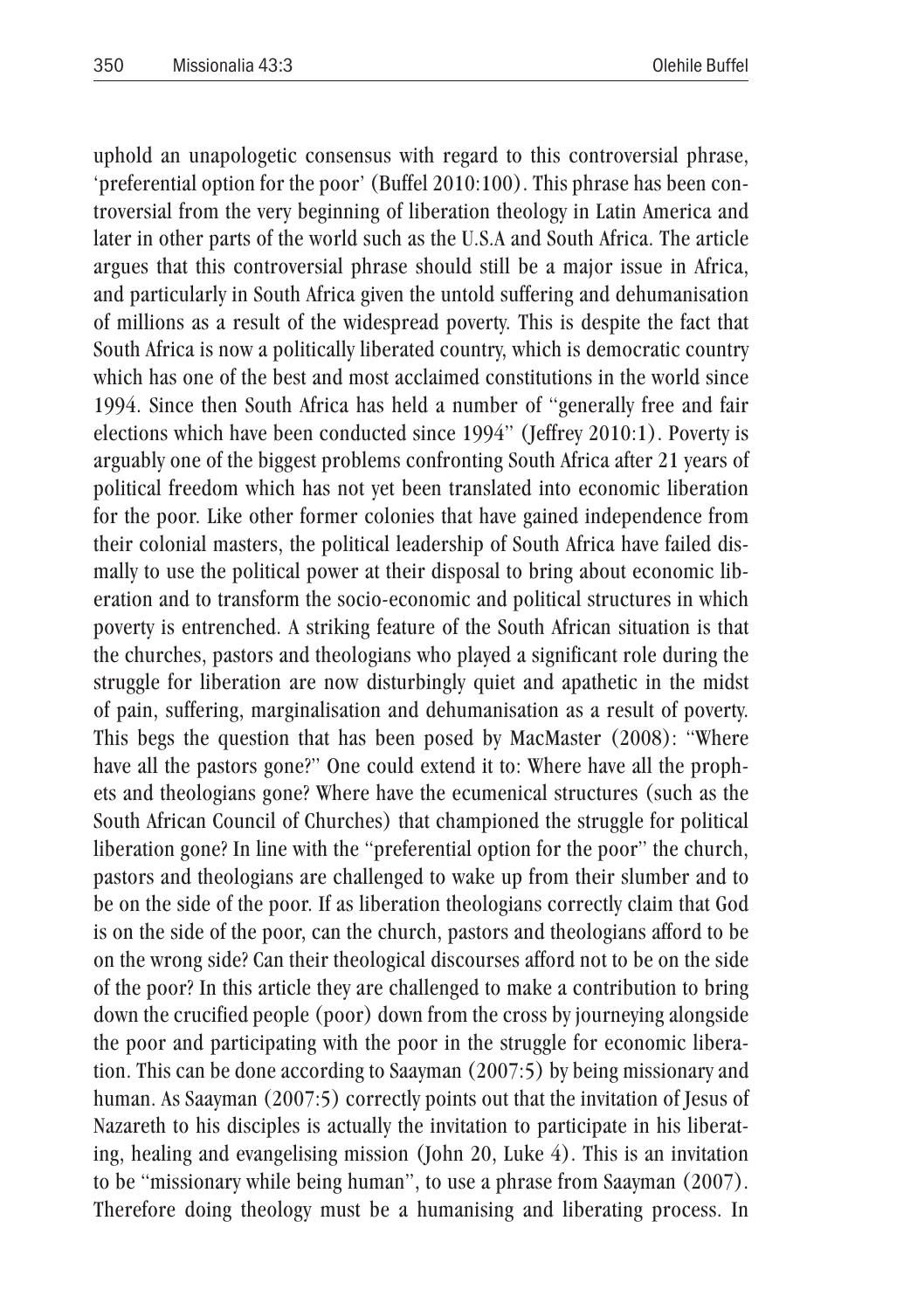uphold an unapologetic consensus with regard to this controversial phrase, 'preferential option for the poor' (Buffel 2010:100). This phrase has been controversial from the very beginning of liberation theology in Latin America and later in other parts of the world such as the U.S.A and South Africa. The article argues that this controversial phrase should still be a major issue in Africa, and particularly in South Africa given the untold suffering and dehumanisation of millions as a result of the widespread poverty. This is despite the fact that South Africa is now a politically liberated country, which is democratic country which has one of the best and most acclaimed constitutions in the world since 1994. Since then South Africa has held a number of "generally free and fair elections which have been conducted since 1994" (Jeffrey 2010:1). Poverty is arguably one of the biggest problems confronting South Africa after 21 years of political freedom which has not yet been translated into economic liberation for the poor. Like other former colonies that have gained independence from their colonial masters, the political leadership of South Africa have failed dismally to use the political power at their disposal to bring about economic liberation and to transform the socio-economic and political structures in which poverty is entrenched. A striking feature of the South African situation is that the churches, pastors and theologians who played a significant role during the struggle for liberation are now disturbingly quiet and apathetic in the midst of pain, suffering, marginalisation and dehumanisation as a result of poverty. This begs the question that has been posed by MacMaster (2008): "Where have all the pastors gone?" One could extend it to: Where have all the prophets and theologians gone? Where have the ecumenical structures (such as the South African Council of Churches) that championed the struggle for political liberation gone? In line with the "preferential option for the poor" the church, pastors and theologians are challenged to wake up from their slumber and to be on the side of the poor. If as liberation theologians correctly claim that God is on the side of the poor, can the church, pastors and theologians afford to be on the wrong side? Can their theological discourses afford not to be on the side of the poor? In this article they are challenged to make a contribution to bring down the crucified people (poor) down from the cross by journeying alongside the poor and participating with the poor in the struggle for economic liberation. This can be done according to Saayman (2007:5) by being missionary and human. As Saayman (2007:5) correctly points out that the invitation of Jesus of Nazareth to his disciples is actually the invitation to participate in his liberating, healing and evangelising mission (John 20, Luke 4). This is an invitation to be "missionary while being human", to use a phrase from Saayman (2007). Therefore doing theology must be a humanising and liberating process. In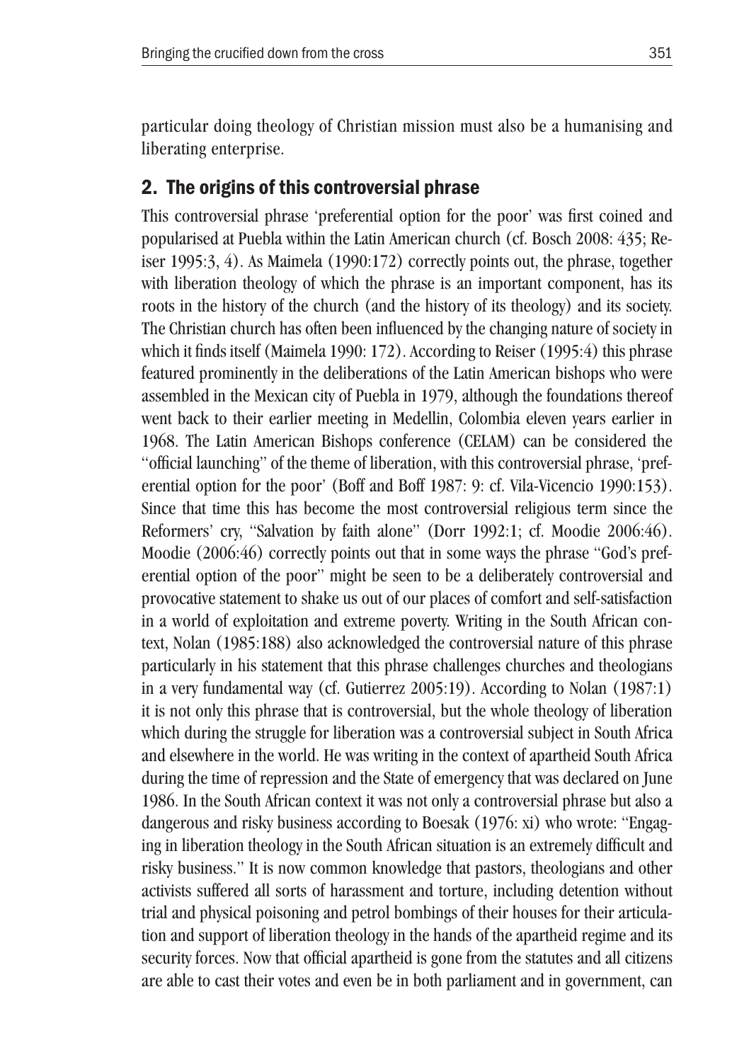particular doing theology of Christian mission must also be a humanising and liberating enterprise.

## 2. The origins of this controversial phrase

This controversial phrase 'preferential option for the poor' was first coined and popularised at Puebla within the Latin American church (cf. Bosch 2008: 435; Reiser 1995:3, 4). As Maimela (1990:172) correctly points out, the phrase, together with liberation theology of which the phrase is an important component, has its roots in the history of the church (and the history of its theology) and its society. The Christian church has often been influenced by the changing nature of society in which it finds itself (Maimela 1990: 172). According to Reiser (1995:4) this phrase featured prominently in the deliberations of the Latin American bishops who were assembled in the Mexican city of Puebla in 1979, although the foundations thereof went back to their earlier meeting in Medellin, Colombia eleven years earlier in 1968. The Latin American Bishops conference (CELAM) can be considered the "official launching" of the theme of liberation, with this controversial phrase, 'preferential option for the poor' (Boff and Boff 1987: 9: cf. Vila-Vicencio 1990:153). Since that time this has become the most controversial religious term since the Reformers' cry, "Salvation by faith alone" (Dorr 1992:1; cf. Moodie 2006:46). Moodie (2006:46) correctly points out that in some ways the phrase "God's preferential option of the poor" might be seen to be a deliberately controversial and provocative statement to shake us out of our places of comfort and self-satisfaction in a world of exploitation and extreme poverty. Writing in the South African context, Nolan (1985:188) also acknowledged the controversial nature of this phrase particularly in his statement that this phrase challenges churches and theologians in a very fundamental way (cf. Gutierrez 2005:19). According to Nolan (1987:1) it is not only this phrase that is controversial, but the whole theology of liberation which during the struggle for liberation was a controversial subject in South Africa and elsewhere in the world. He was writing in the context of apartheid South Africa during the time of repression and the State of emergency that was declared on June 1986. In the South African context it was not only a controversial phrase but also a dangerous and risky business according to Boesak (1976: xi) who wrote: "Engaging in liberation theology in the South African situation is an extremely difficult and risky business." It is now common knowledge that pastors, theologians and other activists suffered all sorts of harassment and torture, including detention without trial and physical poisoning and petrol bombings of their houses for their articulation and support of liberation theology in the hands of the apartheid regime and its security forces. Now that official apartheid is gone from the statutes and all citizens are able to cast their votes and even be in both parliament and in government, can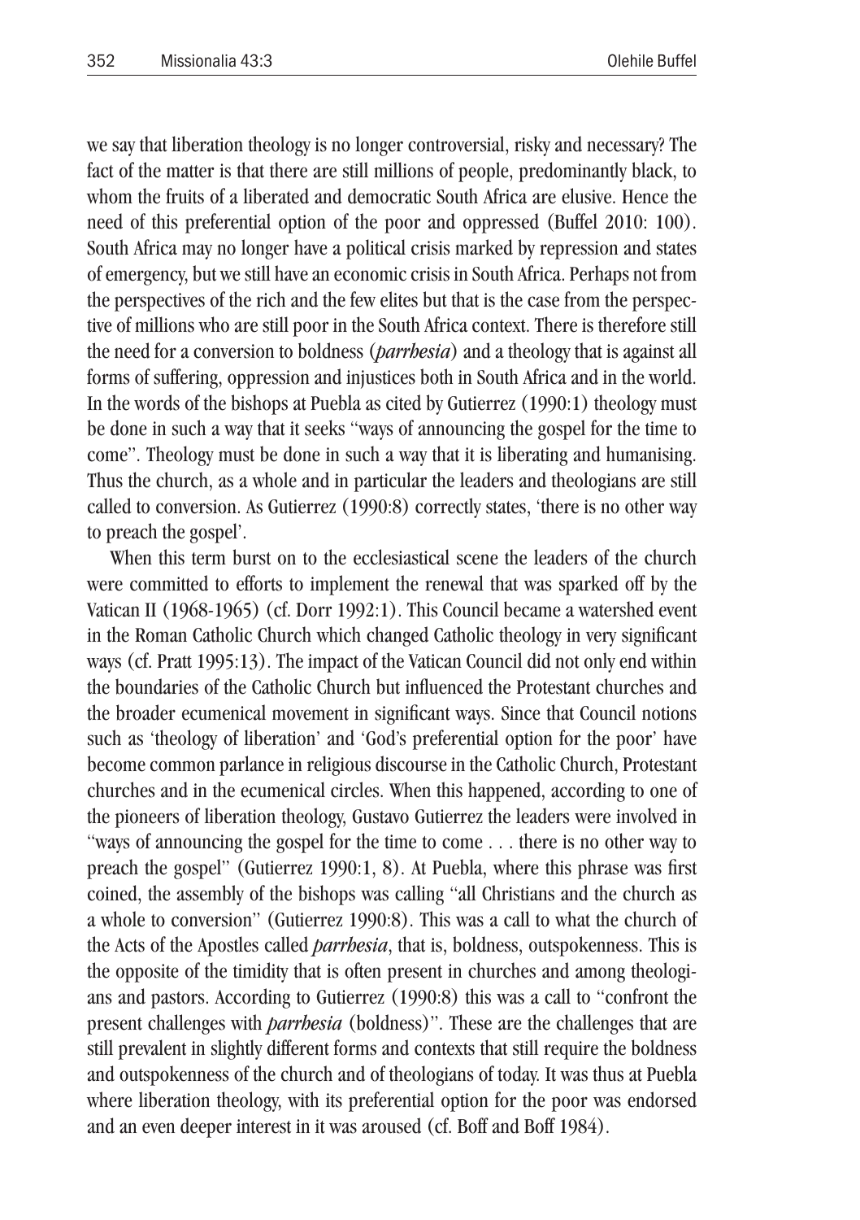we say that liberation theology is no longer controversial, risky and necessary? The fact of the matter is that there are still millions of people, predominantly black, to whom the fruits of a liberated and democratic South Africa are elusive. Hence the need of this preferential option of the poor and oppressed (Buffel 2010: 100). South Africa may no longer have a political crisis marked by repression and states of emergency, but we still have an economic crisis in South Africa. Perhaps not from the perspectives of the rich and the few elites but that is the case from the perspective of millions who are still poor in the South Africa context. There is therefore still the need for a conversion to boldness (*parrhesia*) and a theology that is against all forms of suffering, oppression and injustices both in South Africa and in the world. In the words of the bishops at Puebla as cited by Gutierrez (1990:1) theology must be done in such a way that it seeks "ways of announcing the gospel for the time to come". Theology must be done in such a way that it is liberating and humanising. Thus the church, as a whole and in particular the leaders and theologians are still called to conversion. As Gutierrez (1990:8) correctly states, 'there is no other way to preach the gospel'.

When this term burst on to the ecclesiastical scene the leaders of the church were committed to efforts to implement the renewal that was sparked off by the Vatican II (1968-1965) (cf. Dorr 1992:1). This Council became a watershed event in the Roman Catholic Church which changed Catholic theology in very significant ways (cf. Pratt 1995:13). The impact of the Vatican Council did not only end within the boundaries of the Catholic Church but influenced the Protestant churches and the broader ecumenical movement in significant ways. Since that Council notions such as 'theology of liberation' and 'God's preferential option for the poor' have become common parlance in religious discourse in the Catholic Church, Protestant churches and in the ecumenical circles. When this happened, according to one of the pioneers of liberation theology, Gustavo Gutierrez the leaders were involved in "ways of announcing the gospel for the time to come . . . there is no other way to preach the gospel" (Gutierrez 1990:1, 8). At Puebla, where this phrase was first coined, the assembly of the bishops was calling "all Christians and the church as a whole to conversion" (Gutierrez 1990:8). This was a call to what the church of the Acts of the Apostles called *parrhesia*, that is, boldness, outspokenness. This is the opposite of the timidity that is often present in churches and among theologians and pastors. According to Gutierrez (1990:8) this was a call to "confront the present challenges with *parrhesia* (boldness)". These are the challenges that are still prevalent in slightly different forms and contexts that still require the boldness and outspokenness of the church and of theologians of today. It was thus at Puebla where liberation theology, with its preferential option for the poor was endorsed and an even deeper interest in it was aroused (cf. Boff and Boff 1984).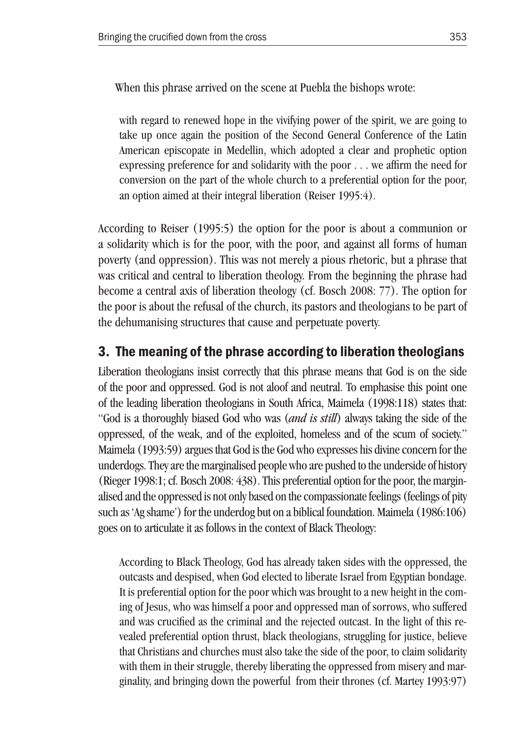When this phrase arrived on the scene at Puebla the bishops wrote:

> with regard to renewed hope in the vivifying power of the spirit, we are going to take up once again the position of the Second General Conference of the Latin American episcopate in Medellin, which adopted a clear and prophetic option expressing preference for and solidarity with the poor . . . we affirm the need for conversion on the part of the whole church to a preferential option for the poor, an option aimed at their integral liberation (Reiser 1995:4).

According to Reiser (1995:5) the option for the poor is about a communion or a solidarity which is for the poor, with the poor, and against all forms of human poverty (and oppression). This was not merely a pious rhetoric, but a phrase that was critical and central to liberation theology. From the beginning the phrase had become a central axis of liberation theology (cf. Bosch 2008: 77). The option for the poor is about the refusal of the church, its pastors and theologians to be part of the dehumanising structures that cause and perpetuate poverty.

## 3. The meaning of the phrase according to liberation theologians

Liberation theologians insist correctly that this phrase means that God is on the side of the poor and oppressed. God is not aloof and neutral. To emphasise this point one of the leading liberation theologians in South Africa, Maimela (1998:118) states that: "God is a thoroughly biased God who was (*and is still*) always taking the side of the oppressed, of the weak, and of the exploited, homeless and of the scum of society." Maimela (1993:59) argues that God is the God who expresses his divine concern for the underdogs. They are the marginalised people who are pushed to the underside of history (Rieger 1998:1; cf. Bosch 2008: 438). This preferential option for the poor, the marginalised and the oppressed is not only based on the compassionate feelings (feelings of pity such as 'Ag shame') for the underdog but on a biblical foundation. Maimela (1986:106) goes on to articulate it as follows in the context of Black Theology:

> According to Black Theology, God has already taken sides with the oppressed, the outcasts and despised, when God elected to liberate Israel from Egyptian bondage. It is preferential option for the poor which was brought to a new height in the coming of Jesus, who was himself a poor and oppressed man of sorrows, who suffered and was crucified as the criminal and the rejected outcast. In the light of this revealed preferential option thrust, black theologians, struggling for justice, believe that Christians and churches must also take the side of the poor, to claim solidarity with them in their struggle, thereby liberating the oppressed from misery and marginality, and bringing down the powerful from their thrones (cf. Martey 1993:97)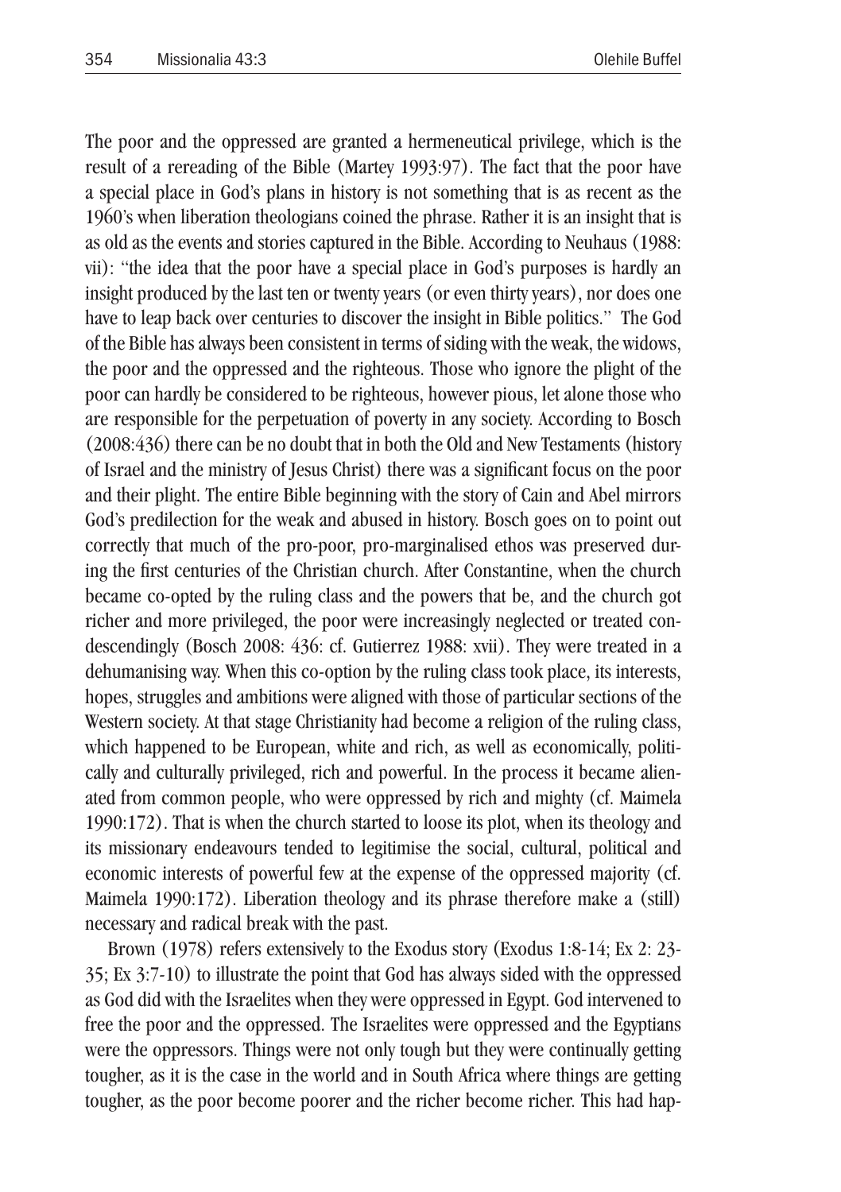The poor and the oppressed are granted a hermeneutical privilege, which is the result of a rereading of the Bible (Martey 1993:97). The fact that the poor have a special place in God's plans in history is not something that is as recent as the 1960's when liberation theologians coined the phrase. Rather it is an insight that is as old as the events and stories captured in the Bible. According to Neuhaus (1988: vii): "the idea that the poor have a special place in God's purposes is hardly an insight produced by the last ten or twenty years (or even thirty years), nor does one have to leap back over centuries to discover the insight in Bible politics." The God of the Bible has always been consistent in terms of siding with the weak, the widows, the poor and the oppressed and the righteous. Those who ignore the plight of the poor can hardly be considered to be righteous, however pious, let alone those who are responsible for the perpetuation of poverty in any society. According to Bosch (2008:436) there can be no doubt that in both the Old and New Testaments (history of Israel and the ministry of Jesus Christ) there was a significant focus on the poor and their plight. The entire Bible beginning with the story of Cain and Abel mirrors God's predilection for the weak and abused in history. Bosch goes on to point out correctly that much of the pro-poor, pro-marginalised ethos was preserved during the first centuries of the Christian church. After Constantine, when the church became co-opted by the ruling class and the powers that be, and the church got richer and more privileged, the poor were increasingly neglected or treated condescendingly (Bosch 2008: 436: cf. Gutierrez 1988: xvii). They were treated in a dehumanising way. When this co-option by the ruling class took place, its interests, hopes, struggles and ambitions were aligned with those of particular sections of the Western society. At that stage Christianity had become a religion of the ruling class, which happened to be European, white and rich, as well as economically, politically and culturally privileged, rich and powerful. In the process it became alienated from common people, who were oppressed by rich and mighty (cf. Maimela 1990:172). That is when the church started to loose its plot, when its theology and its missionary endeavours tended to legitimise the social, cultural, political and economic interests of powerful few at the expense of the oppressed majority (cf. Maimela 1990:172). Liberation theology and its phrase therefore make a (still) necessary and radical break with the past.

Brown (1978) refers extensively to the Exodus story (Exodus 1:8-14; Ex 2: 23-35; Ex 3:7-10) to illustrate the point that God has always sided with the oppressed as God did with the Israelites when they were oppressed in Egypt. God intervened to free the poor and the oppressed. The Israelites were oppressed and the Egyptians were the oppressors. Things were not only tough but they were continually getting tougher, as it is the case in the world and in South Africa where things are getting tougher, as the poor become poorer and the richer become richer. This had hap-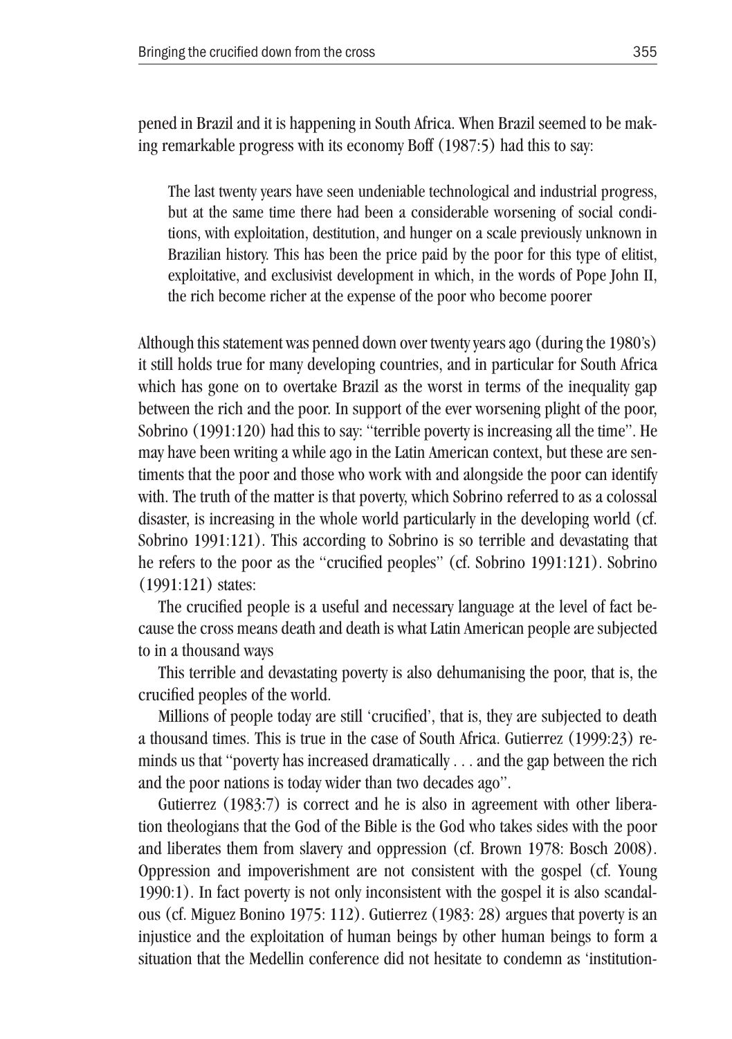pened in Brazil and it is happening in South Africa. When Brazil seemed to be making remarkable progress with its economy Boff (1987:5) had this to say:

> The last twenty years have seen undeniable technological and industrial progress, but at the same time there had been a considerable worsening of social conditions, with exploitation, destitution, and hunger on a scale previously unknown in Brazilian history. This has been the price paid by the poor for this type of elitist, exploitative, and exclusivist development in which, in the words of Pope John II, the rich become richer at the expense of the poor who become poorer

Although this statement was penned down over twenty years ago (during the 1980's) it still holds true for many developing countries, and in particular for South Africa which has gone on to overtake Brazil as the worst in terms of the inequality gap between the rich and the poor. In support of the ever worsening plight of the poor, Sobrino (1991:120) had this to say: "terrible poverty is increasing all the time". He may have been writing a while ago in the Latin American context, but these are sentiments that the poor and those who work with and alongside the poor can identify with. The truth of the matter is that poverty, which Sobrino referred to as a colossal disaster, is increasing in the whole world particularly in the developing world (cf. Sobrino 1991:121). This according to Sobrino is so terrible and devastating that he refers to the poor as the "crucified peoples" (cf. Sobrino 1991:121). Sobrino (1991:121) states:

The crucified people is a useful and necessary language at the level of fact because the cross means death and death is what Latin American people are subjected to in a thousand ways

This terrible and devastating poverty is also dehumanising the poor, that is, the crucified peoples of the world.

Millions of people today are still 'crucified', that is, they are subjected to death a thousand times. This is true in the case of South Africa. Gutierrez (1999:23) reminds us that "poverty has increased dramatically . . . and the gap between the rich and the poor nations is today wider than two decades ago".

Gutierrez (1983:7) is correct and he is also in agreement with other liberation theologians that the God of the Bible is the God who takes sides with the poor and liberates them from slavery and oppression (cf. Brown 1978: Bosch 2008). Oppression and impoverishment are not consistent with the gospel (cf. Young 1990:1). In fact poverty is not only inconsistent with the gospel it is also scandalous (cf. Miguez Bonino 1975: 112). Gutierrez (1983: 28) argues that poverty is an injustice and the exploitation of human beings by other human beings to form a situation that the Medellin conference did not hesitate to condemn as 'institution-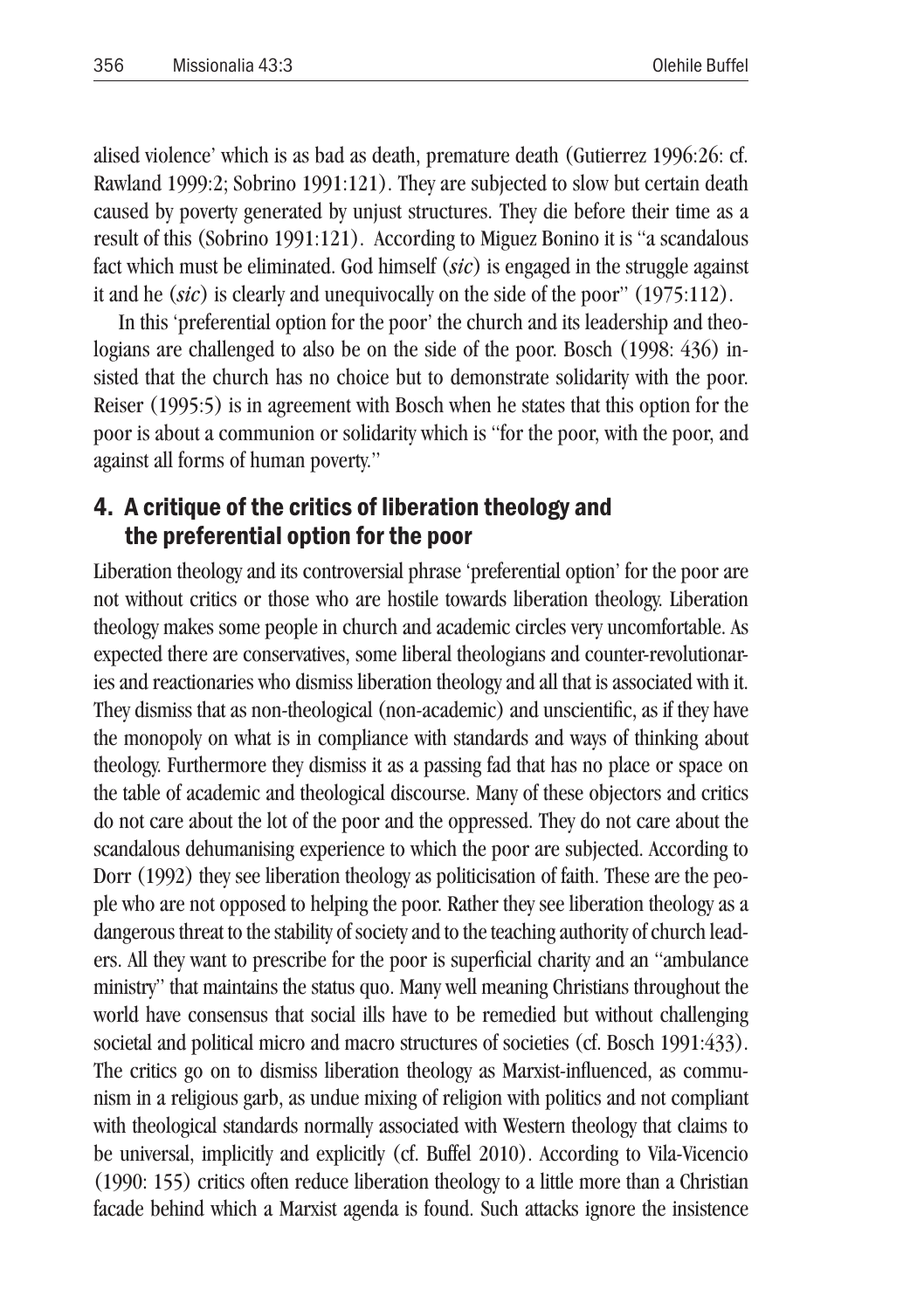alised violence' which is as bad as death, premature death (Gutierrez 1996:26: cf. Rawland 1999:2; Sobrino 1991:121). They are subjected to slow but certain death caused by poverty generated by unjust structures. They die before their time as a result of this (Sobrino 1991:121). According to Miguez Bonino it is "a scandalous fact which must be eliminated. God himself (*sic*) is engaged in the struggle against it and he (*sic*) is clearly and unequivocally on the side of the poor" (1975:112).

In this 'preferential option for the poor' the church and its leadership and theologians are challenged to also be on the side of the poor. Bosch (1998: 436) insisted that the church has no choice but to demonstrate solidarity with the poor. Reiser (1995:5) is in agreement with Bosch when he states that this option for the poor is about a communion or solidarity which is "for the poor, with the poor, and against all forms of human poverty."

## 4. A critique of the critics of liberation theology and the preferential option for the poor

Liberation theology and its controversial phrase 'preferential option' for the poor are not without critics or those who are hostile towards liberation theology. Liberation theology makes some people in church and academic circles very uncomfortable. As expected there are conservatives, some liberal theologians and counter-revolutionaries and reactionaries who dismiss liberation theology and all that is associated with it. They dismiss that as non-theological (non-academic) and unscientific, as if they have the monopoly on what is in compliance with standards and ways of thinking about theology. Furthermore they dismiss it as a passing fad that has no place or space on the table of academic and theological discourse. Many of these objectors and critics do not care about the lot of the poor and the oppressed. They do not care about the scandalous dehumanising experience to which the poor are subjected. According to Dorr (1992) they see liberation theology as politicisation of faith. These are the people who are not opposed to helping the poor. Rather they see liberation theology as a dangerous threat to the stability of society and to the teaching authority of church leaders. All they want to prescribe for the poor is superficial charity and an "ambulance ministry" that maintains the status quo. Many well meaning Christians throughout the world have consensus that social ills have to be remedied but without challenging societal and political micro and macro structures of societies (cf. Bosch 1991:433). The critics go on to dismiss liberation theology as Marxist-influenced, as communism in a religious garb, as undue mixing of religion with politics and not compliant with theological standards normally associated with Western theology that claims to be universal, implicitly and explicitly (cf. Buffel 2010). According to Vila-Vicencio (1990: 155) critics often reduce liberation theology to a little more than a Christian facade behind which a Marxist agenda is found. Such attacks ignore the insistence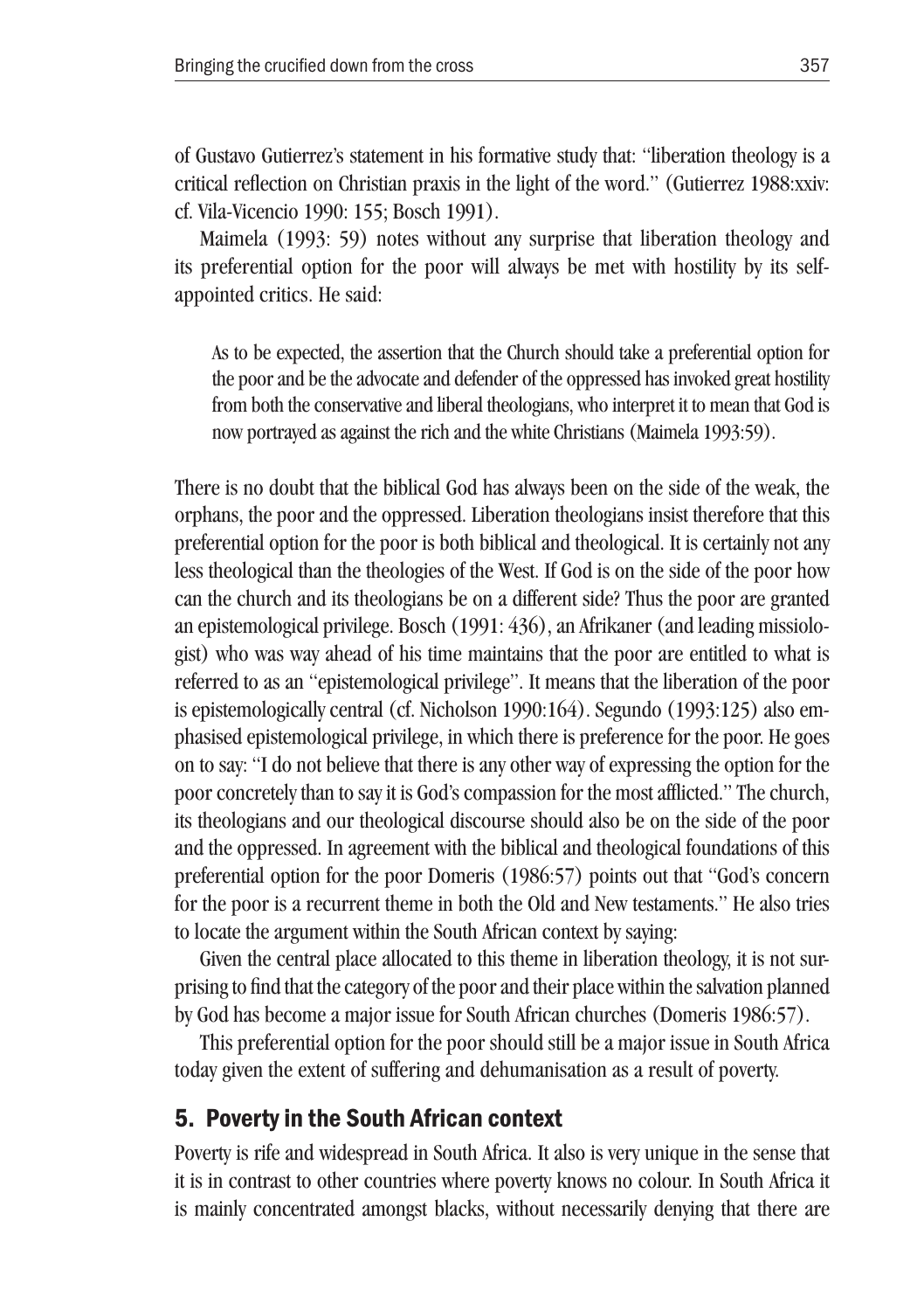of Gustavo Gutierrez's statement in his formative study that: "liberation theology is a critical reflection on Christian praxis in the light of the word." (Gutierrez 1988:xxiv: cf. Vila-Vicencio 1990: 155; Bosch 1991).

Maimela (1993: 59) notes without any surprise that liberation theology and its preferential option for the poor will always be met with hostility by its self-appointed critics. He said:

> As to be expected, the assertion that the Church should take a preferential option for the poor and be the advocate and defender of the oppressed has invoked great hostility from both the conservative and liberal theologians, who interpret it to mean that God is now portrayed as against the rich and the white Christians (Maimela 1993:59).

There is no doubt that the biblical God has always been on the side of the weak, the orphans, the poor and the oppressed. Liberation theologians insist therefore that this preferential option for the poor is both biblical and theological. It is certainly not any less theological than the theologies of the West. If God is on the side of the poor how can the church and its theologians be on a different side? Thus the poor are granted an epistemological privilege. Bosch (1991: 436), an Afrikaner (and leading missiologist) who was way ahead of his time maintains that the poor are entitled to what is referred to as an "epistemological privilege". It means that the liberation of the poor is epistemologically central (cf. Nicholson 1990:164). Segundo (1993:125) also emphasised epistemological privilege, in which there is preference for the poor. He goes on to say: "I do not believe that there is any other way of expressing the option for the poor concretely than to say it is God's compassion for the most afflicted." The church, its theologians and our theological discourse should also be on the side of the poor and the oppressed. In agreement with the biblical and theological foundations of this preferential option for the poor Domeris (1986:57) points out that "God's concern for the poor is a recurrent theme in both the Old and New testaments." He also tries to locate the argument within the South African context by saying:

Given the central place allocated to this theme in liberation theology, it is not surprising to find that the category of the poor and their place within the salvation planned by God has become a major issue for South African churches (Domeris 1986:57).

This preferential option for the poor should still be a major issue in South Africa today given the extent of suffering and dehumanisation as a result of poverty.

## 5. Poverty in the South African context

Poverty is rife and widespread in South Africa. It also is very unique in the sense that it is in contrast to other countries where poverty knows no colour. In South Africa it is mainly concentrated amongst blacks, without necessarily denying that there are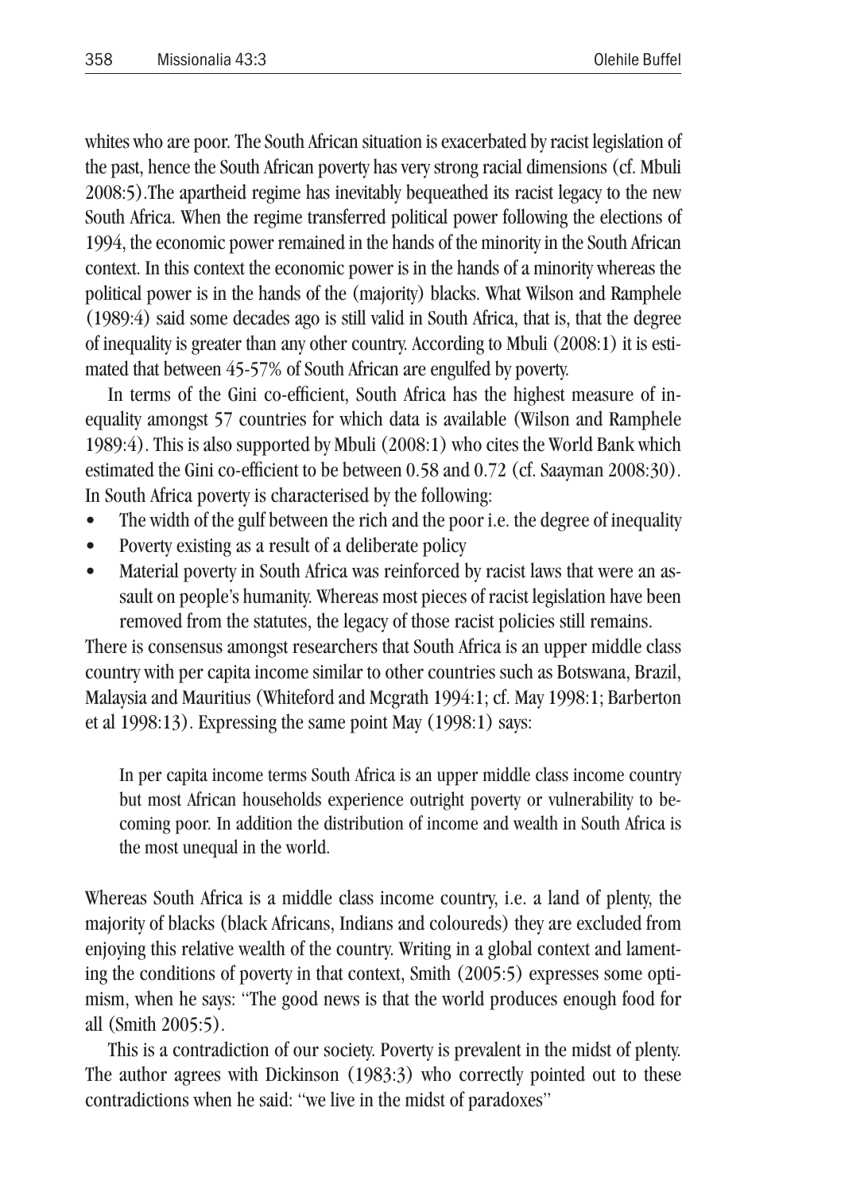whites who are poor. The South African situation is exacerbated by racist legislation of the past, hence the South African poverty has very strong racial dimensions (cf. Mbuli 2008:5).The apartheid regime has inevitably bequeathed its racist legacy to the new South Africa. When the regime transferred political power following the elections of 1994, the economic power remained in the hands of the minority in the South African context. In this context the economic power is in the hands of a minority whereas the political power is in the hands of the (majority) blacks. What Wilson and Ramphele (1989:4) said some decades ago is still valid in South Africa, that is, that the degree of inequality is greater than any other country. According to Mbuli (2008:1) it is estimated that between 45-57% of South African are engulfed by poverty.

In terms of the Gini co-efficient, South Africa has the highest measure of inequality amongst 57 countries for which data is available (Wilson and Ramphele 1989:4). This is also supported by Mbuli (2008:1) who cites the World Bank which estimated the Gini co-efficient to be between 0.58 and 0.72 (cf. Saayman 2008:30). In South Africa poverty is characterised by the following:

- The width of the gulf between the rich and the poor i.e. the degree of inequality
- Poverty existing as a result of a deliberate policy
- Material poverty in South Africa was reinforced by racist laws that were an assault on people's humanity. Whereas most pieces of racist legislation have been removed from the statutes, the legacy of those racist policies still remains.

There is consensus amongst researchers that South Africa is an upper middle class country with per capita income similar to other countries such as Botswana, Brazil, Malaysia and Mauritius (Whiteford and Mcgrath 1994:1; cf. May 1998:1; Barberton et al 1998:13). Expressing the same point May (1998:1) says:

> In per capita income terms South Africa is an upper middle class income country but most African households experience outright poverty or vulnerability to becoming poor. In addition the distribution of income and wealth in South Africa is the most unequal in the world.

Whereas South Africa is a middle class income country, i.e. a land of plenty, the majority of blacks (black Africans, Indians and coloureds) they are excluded from enjoying this relative wealth of the country. Writing in a global context and lamenting the conditions of poverty in that context, Smith (2005:5) expresses some optimism, when he says: "The good news is that the world produces enough food for all (Smith 2005:5).

This is a contradiction of our society. Poverty is prevalent in the midst of plenty. The author agrees with Dickinson (1983:3) who correctly pointed out to these contradictions when he said: "we live in the midst of paradoxes"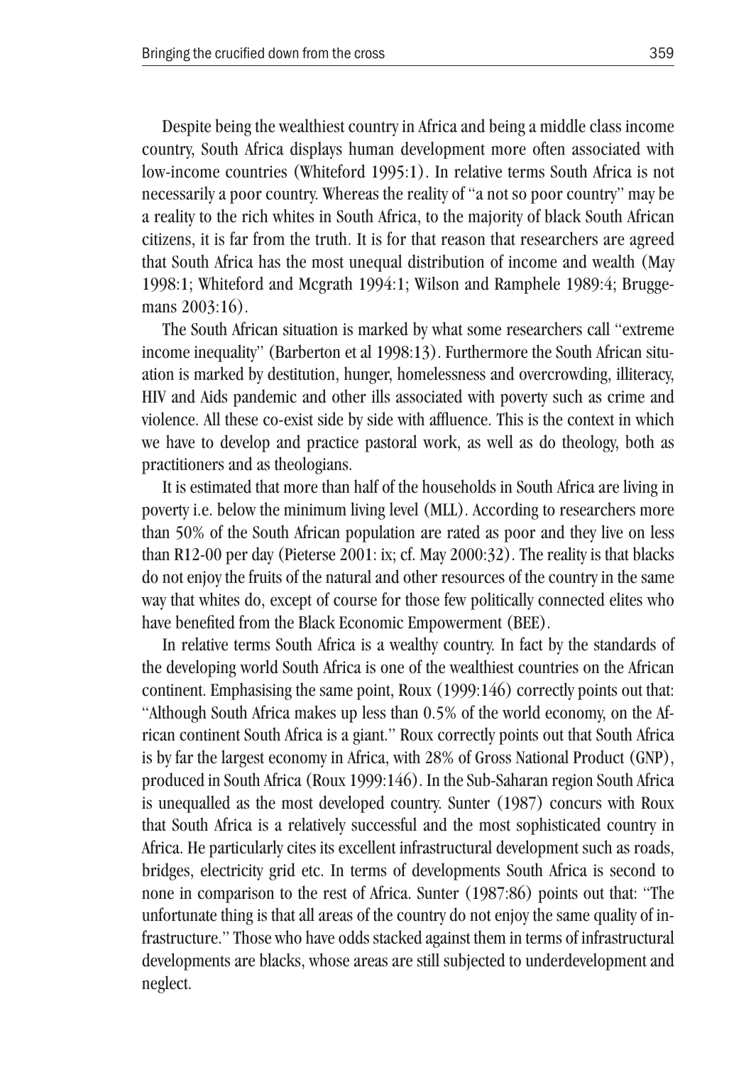Despite being the wealthiest country in Africa and being a middle class income country, South Africa displays human development more often associated with low-income countries (Whiteford 1995:1). In relative terms South Africa is not necessarily a poor country. Whereas the reality of "a not so poor country" may be a reality to the rich whites in South Africa, to the majority of black South African citizens, it is far from the truth. It is for that reason that researchers are agreed that South Africa has the most unequal distribution of income and wealth (May 1998:1; Whiteford and Mcgrath 1994:1; Wilson and Ramphele 1989:4; Bruggemans 2003:16).

The South African situation is marked by what some researchers call "extreme income inequality" (Barberton et al 1998:13). Furthermore the South African situation is marked by destitution, hunger, homelessness and overcrowding, illiteracy, HIV and Aids pandemic and other ills associated with poverty such as crime and violence. All these co-exist side by side with affluence. This is the context in which we have to develop and practice pastoral work, as well as do theology, both as practitioners and as theologians.

It is estimated that more than half of the households in South Africa are living in poverty i.e. below the minimum living level (MLL). According to researchers more than 50% of the South African population are rated as poor and they live on less than R12-00 per day (Pieterse 2001: ix; cf. May 2000:32). The reality is that blacks do not enjoy the fruits of the natural and other resources of the country in the same way that whites do, except of course for those few politically connected elites who have benefited from the Black Economic Empowerment (BEE).

In relative terms South Africa is a wealthy country. In fact by the standards of the developing world South Africa is one of the wealthiest countries on the African continent. Emphasising the same point, Roux (1999:146) correctly points out that: "Although South Africa makes up less than 0.5% of the world economy, on the African continent South Africa is a giant." Roux correctly points out that South Africa is by far the largest economy in Africa, with 28% of Gross National Product (GNP), produced in South Africa (Roux 1999:146). In the Sub-Saharan region South Africa is unequalled as the most developed country. Sunter (1987) concurs with Roux that South Africa is a relatively successful and the most sophisticated country in Africa. He particularly cites its excellent infrastructural development such as roads, bridges, electricity grid etc. In terms of developments South Africa is second to none in comparison to the rest of Africa. Sunter (1987:86) points out that: "The unfortunate thing is that all areas of the country do not enjoy the same quality of infrastructure." Those who have odds stacked against them in terms of infrastructural developments are blacks, whose areas are still subjected to underdevelopment and neglect.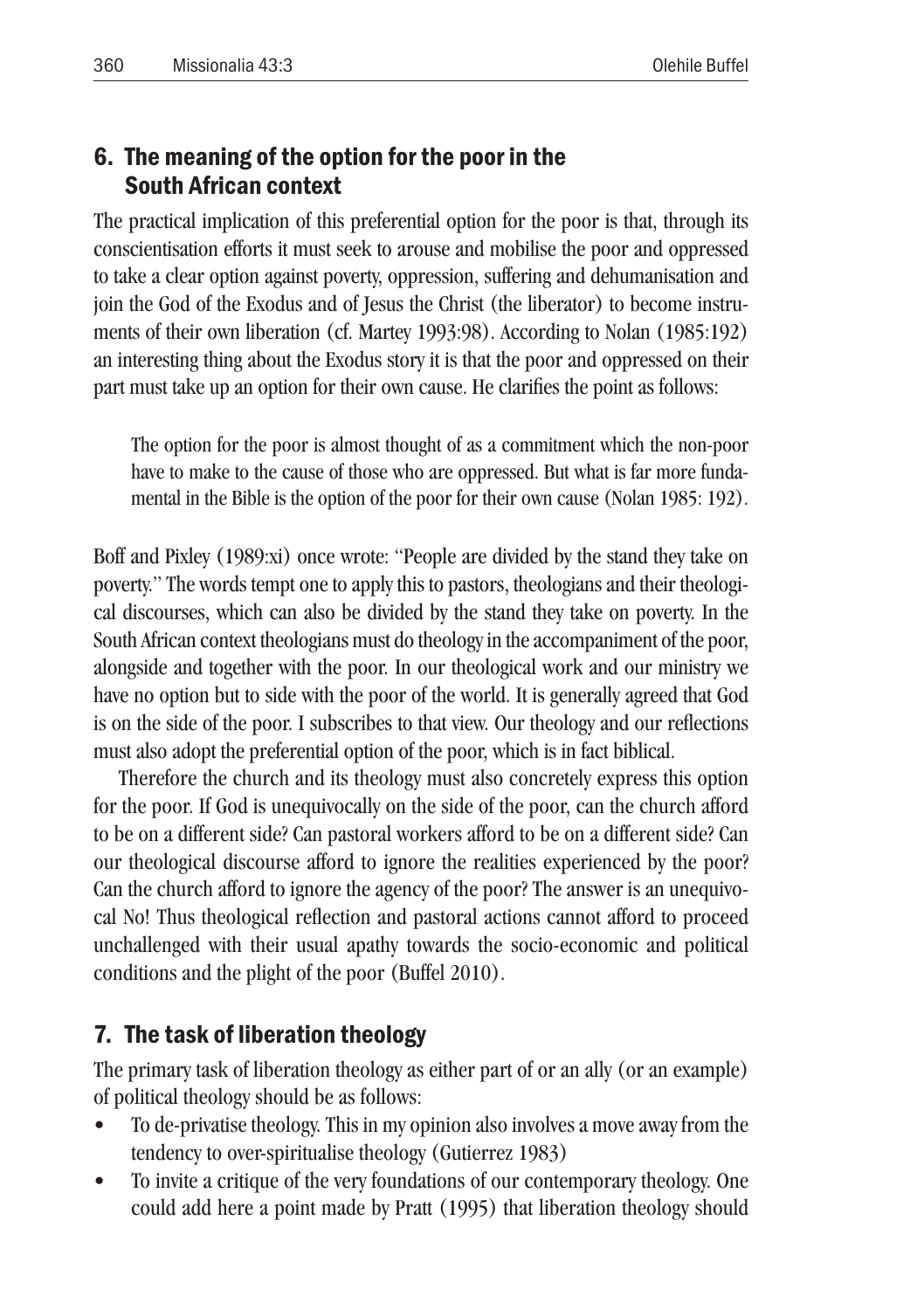## 6. The meaning of the option for the poor in the South African context

The practical implication of this preferential option for the poor is that, through its conscientisation efforts it must seek to arouse and mobilise the poor and oppressed to take a clear option against poverty, oppression, suffering and dehumanisation and join the God of the Exodus and of Jesus the Christ (the liberator) to become instruments of their own liberation (cf. Martey 1993:98). According to Nolan (1985:192) an interesting thing about the Exodus story it is that the poor and oppressed on their part must take up an option for their own cause. He clarifies the point as follows:

> The option for the poor is almost thought of as a commitment which the non-poor have to make to the cause of those who are oppressed. But what is far more fundamental in the Bible is the option of the poor for their own cause (Nolan 1985: 192).

Boff and Pixley (1989:xi) once wrote: "People are divided by the stand they take on poverty." The words tempt one to apply this to pastors, theologians and their theological discourses, which can also be divided by the stand they take on poverty. In the South African context theologians must do theology in the accompaniment of the poor, alongside and together with the poor. In our theological work and our ministry we have no option but to side with the poor of the world. It is generally agreed that God is on the side of the poor. I subscribes to that view. Our theology and our reflections must also adopt the preferential option of the poor, which is in fact biblical.

Therefore the church and its theology must also concretely express this option for the poor. If God is unequivocally on the side of the poor, can the church afford to be on a different side? Can pastoral workers afford to be on a different side? Can our theological discourse afford to ignore the realities experienced by the poor? Can the church afford to ignore the agency of the poor? The answer is an unequivocal No! Thus theological reflection and pastoral actions cannot afford to proceed unchallenged with their usual apathy towards the socio-economic and political conditions and the plight of the poor (Buffel 2010).

## 7. The task of liberation theology

The primary task of liberation theology as either part of or an ally (or an example) of political theology should be as follows:

- To de-privatise theology. This in my opinion also involves a move away from the tendency to over-spiritualise theology (Gutierrez 1983)
- To invite a critique of the very foundations of our contemporary theology. One could add here a point made by Pratt (1995) that liberation theology should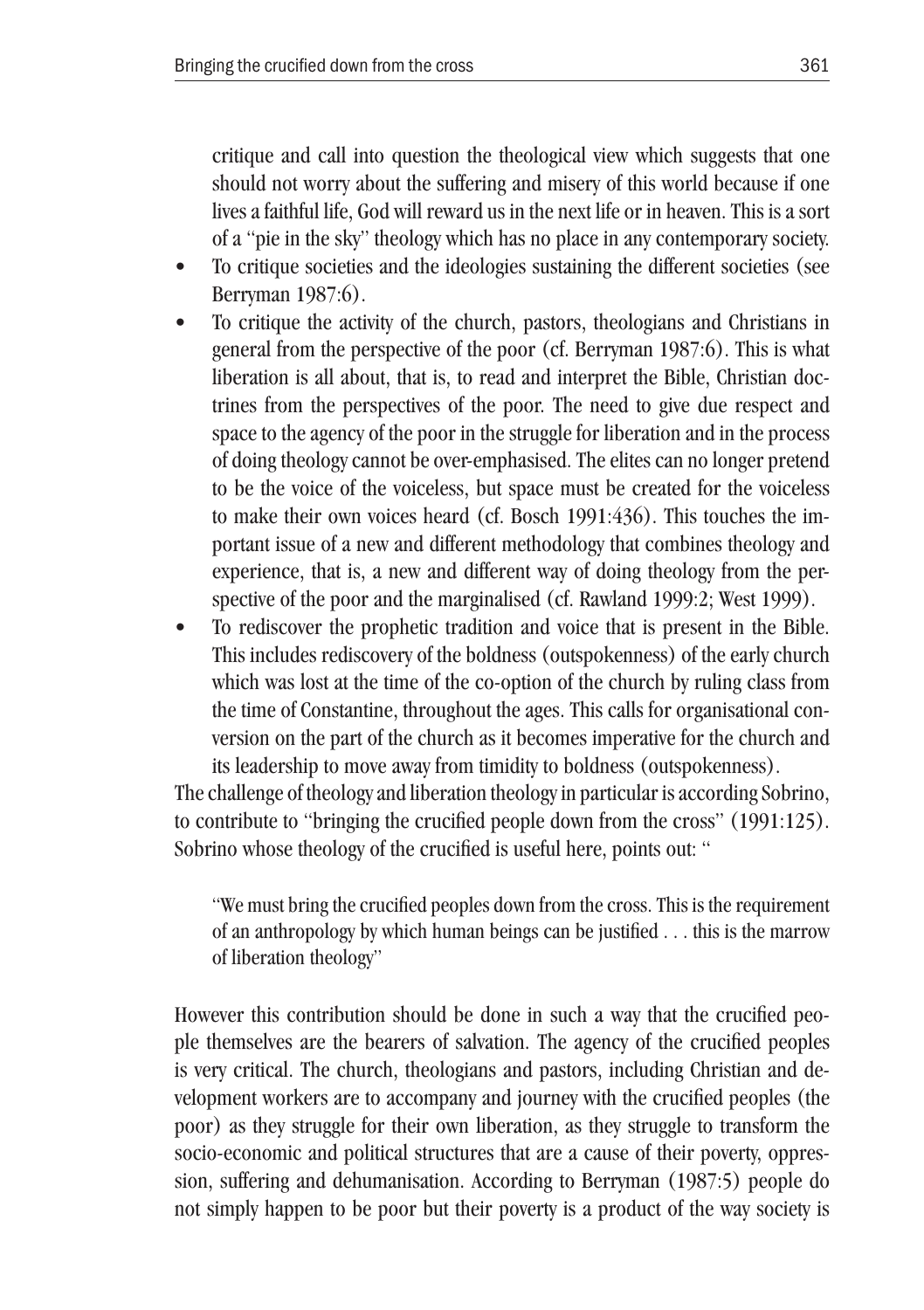critique and call into question the theological view which suggests that one should not worry about the suffering and misery of this world because if one lives a faithful life, God will reward us in the next life or in heaven. This is a sort of a "pie in the sky" theology which has no place in any contemporary society.

- To critique societies and the ideologies sustaining the different societies (see Berryman 1987:6).
- To critique the activity of the church, pastors, theologians and Christians in general from the perspective of the poor (cf. Berryman 1987:6). This is what liberation is all about, that is, to read and interpret the Bible, Christian doctrines from the perspectives of the poor. The need to give due respect and space to the agency of the poor in the struggle for liberation and in the process of doing theology cannot be over-emphasised. The elites can no longer pretend to be the voice of the voiceless, but space must be created for the voiceless to make their own voices heard (cf. Bosch 1991:436). This touches the important issue of a new and different methodology that combines theology and experience, that is, a new and different way of doing theology from the perspective of the poor and the marginalised (cf. Rawland 1999:2; West 1999).
- To rediscover the prophetic tradition and voice that is present in the Bible. This includes rediscovery of the boldness (outspokenness) of the early church which was lost at the time of the co-option of the church by ruling class from the time of Constantine, throughout the ages. This calls for organisational conversion on the part of the church as it becomes imperative for the church and its leadership to move away from timidity to boldness (outspokenness).

The challenge of theology and liberation theology in particular is according Sobrino, to contribute to "bringing the crucified people down from the cross" (1991:125). Sobrino whose theology of the crucified is useful here, points out: "

> "We must bring the crucified peoples down from the cross. This is the requirement of an anthropology by which human beings can be justified . . . this is the marrow of liberation theology"

However this contribution should be done in such a way that the crucified people themselves are the bearers of salvation. The agency of the crucified peoples is very critical. The church, theologians and pastors, including Christian and development workers are to accompany and journey with the crucified peoples (the poor) as they struggle for their own liberation, as they struggle to transform the socio-economic and political structures that are a cause of their poverty, oppression, suffering and dehumanisation. According to Berryman (1987:5) people do not simply happen to be poor but their poverty is a product of the way society is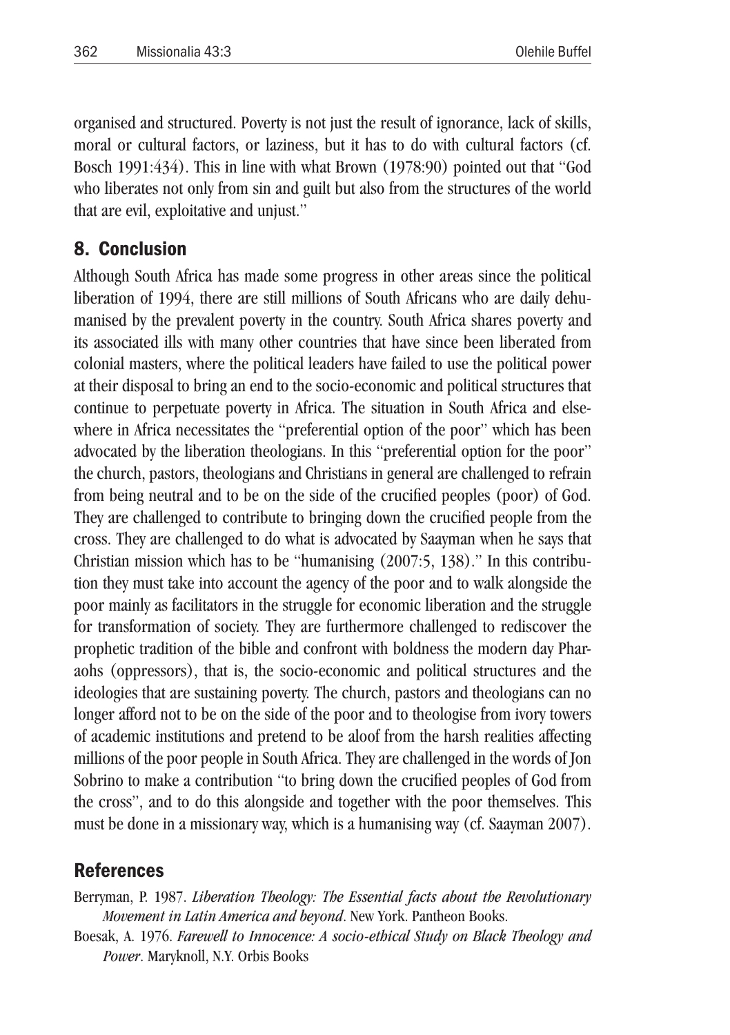organised and structured. Poverty is not just the result of ignorance, lack of skills, moral or cultural factors, or laziness, but it has to do with cultural factors (cf. Bosch 1991:434). This in line with what Brown (1978:90) pointed out that "God who liberates not only from sin and guilt but also from the structures of the world that are evil, exploitative and unjust."

## 8. Conclusion

Although South Africa has made some progress in other areas since the political liberation of 1994, there are still millions of South Africans who are daily dehumanised by the prevalent poverty in the country. South Africa shares poverty and its associated ills with many other countries that have since been liberated from colonial masters, where the political leaders have failed to use the political power at their disposal to bring an end to the socio-economic and political structures that continue to perpetuate poverty in Africa. The situation in South Africa and elsewhere in Africa necessitates the "preferential option of the poor" which has been advocated by the liberation theologians. In this "preferential option for the poor" the church, pastors, theologians and Christians in general are challenged to refrain from being neutral and to be on the side of the crucified peoples (poor) of God. They are challenged to contribute to bringing down the crucified people from the cross. They are challenged to do what is advocated by Saayman when he says that Christian mission which has to be "humanising (2007:5, 138)." In this contribution they must take into account the agency of the poor and to walk alongside the poor mainly as facilitators in the struggle for economic liberation and the struggle for transformation of society. They are furthermore challenged to rediscover the prophetic tradition of the bible and confront with boldness the modern day Pharaohs (oppressors), that is, the socio-economic and political structures and the ideologies that are sustaining poverty. The church, pastors and theologians can no longer afford not to be on the side of the poor and to theologise from ivory towers of academic institutions and pretend to be aloof from the harsh realities affecting millions of the poor people in South Africa. They are challenged in the words of Jon Sobrino to make a contribution "to bring down the crucified peoples of God from the cross", and to do this alongside and together with the poor themselves. This must be done in a missionary way, which is a humanising way (cf. Saayman 2007).

## References

Berryman, P. 1987. *Liberation Theology: The Essential facts about the Revolutionary Movement in Latin America and beyond*. New York. Pantheon Books.

Boesak, A. 1976. *Farewell to Innocence: A socio-ethical Study on Black Theology and Power*. Maryknoll, N.Y. Orbis Books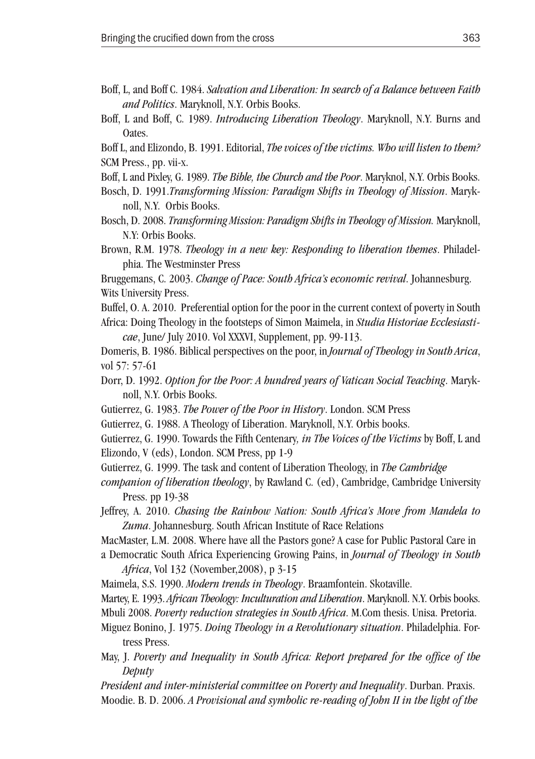Boff, L, and Boff C. 1984. *Salvation and Liberation: In search of a Balance between Faith and Politics*. Maryknoll, N.Y. Orbis Books.

Boff, L and Boff, C. 1989. *Introducing Liberation Theology*. Maryknoll, N.Y. Burns and Oates.

Boff L, and Elizondo, B. 1991. Editorial, *The voices of the victims. Who will listen to them?* SCM Press., pp. vii-x.

Boff, L and Pixley, G. 1989. *The Bible, the Church and the Poor*. Maryknol, N.Y. Orbis Books.

Bosch, D. 1991.*Transforming Mission: Paradigm Shifts in Theology of Mission*. Maryknoll, N.Y. Orbis Books.

Bosch, D. 2008. *Transforming Mission: Paradigm Shifts in Theology of Mission.* Maryknoll, N.Y: Orbis Books.

Brown, R.M. 1978. *Theology in a new key: Responding to liberation themes*. Philadelphia. The Westminster Press

Bruggemans, C. 2003. *Change of Pace: South Africa's economic revival*. Johannesburg. Wits University Press.

Buffel, O. A. 2010. Preferential option for the poor in the current context of poverty in South Africa: Doing Theology in the footsteps of Simon Maimela, in *Studia Historiae Ecclesiasticae*, June/ July 2010. Vol XXXVI, Supplement, pp. 99-113.

Domeris, B. 1986. Biblical perspectives on the poor, in *Journal of Theology in South Arica*, vol 57: 57-61

Dorr, D. 1992. *Option for the Poor: A hundred years of Vatican Social Teaching*. Maryknoll, N.Y. Orbis Books.

Gutierrez, G. 1983. *The Power of the Poor in History*. London. SCM Press

Gutierrez, G. 1988. A Theology of Liberation. Maryknoll, N.Y. Orbis books.

Gutierrez, G. 1990. Towards the Fifth Centenary*, in The Voices of the Victims* by Boff, L and Elizondo, V (eds), London. SCM Press, pp 1-9

Gutierrez, G. 1999. The task and content of Liberation Theology, in *The Cambridge companion of liberation theology*, by Rawland C. (ed), Cambridge, Cambridge University Press. pp 19-38

Jeffrey, A. 2010. *Chasing the Rainbow Nation: South Africa's Move from Mandela to Zuma*. Johannesburg. South African Institute of Race Relations

MacMaster, L.M. 2008. Where have all the Pastors gone? A case for Public Pastoral Care in a Democratic South Africa Experiencing Growing Pains, in *Journal of Theology in South Africa*, Vol 132 (November,2008), p 3-15

Maimela, S.S. 1990. *Modern trends in Theology*. Braamfontein. Skotaville.

Martey, E. 1993.*African Theology: Inculturation and Liberation*. Maryknoll. N.Y. Orbis books.

Mbuli 2008. *Poverty reduction strategies in South Africa*. M.Com thesis. Unisa. Pretoria.

Miguez Bonino, J. 1975. *Doing Theology in a Revolutionary situation*. Philadelphia. Fortress Press.

May, J. *Poverty and Inequality in South Africa: Report prepared for the office of the Deputy President and inter-ministerial committee on Poverty and Inequality*. Durban. Praxis.

Moodie. B. D. 2006. *A Provisional and symbolic re-reading of John II in the light of the*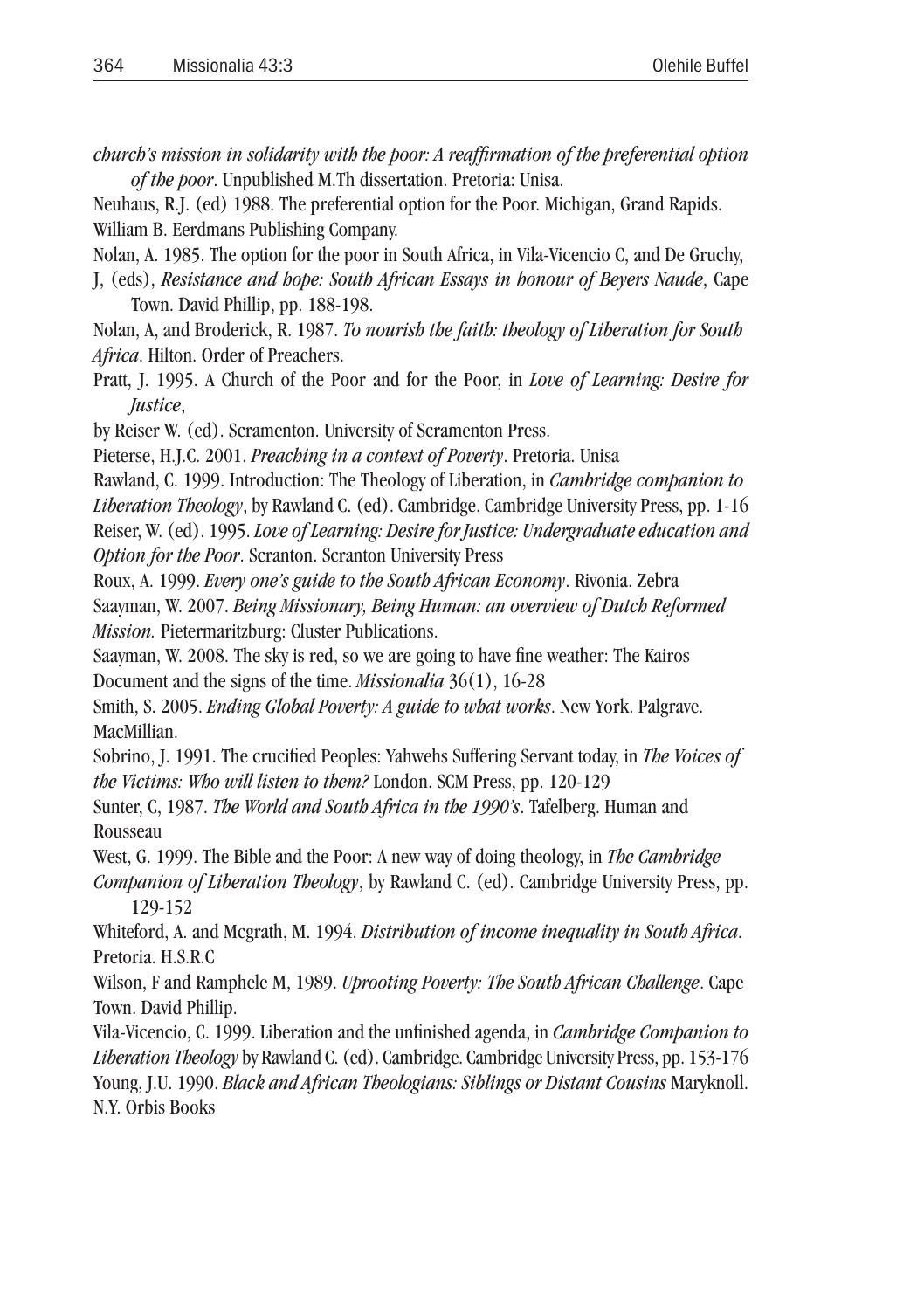*church's mission in solidarity with the poor: A reaffirmation of the preferential option of the poor*. Unpublished M.Th dissertation. Pretoria: Unisa.

Neuhaus, R.J. (ed) 1988. The preferential option for the Poor. Michigan, Grand Rapids. William B. Eerdmans Publishing Company.

Nolan, A. 1985. The option for the poor in South Africa, in Vila-Vicencio C, and De Gruchy, J, (eds), *Resistance and hope: South African Essays in honour of Beyers Naude*, Cape Town. David Phillip, pp. 188-198.

Nolan, A, and Broderick, R. 1987. *To nourish the faith: theology of Liberation for South Africa*. Hilton. Order of Preachers.

Pratt, J. 1995. A Church of the Poor and for the Poor, in *Love of Learning: Desire for Justice*,

by Reiser W. (ed). Scramenton. University of Scramenton Press.

Pieterse, H.J.C. 2001. *Preaching in a context of Poverty*. Pretoria. Unisa

Rawland, C. 1999. Introduction: The Theology of Liberation, in *Cambridge companion to Liberation Theology*, by Rawland C. (ed). Cambridge. Cambridge University Press, pp. 1-16

Reiser, W. (ed). 1995. *Love of Learning: Desire for Justice: Undergraduate education and Option for the Poor*. Scranton. Scranton University Press

Roux, A. 1999. *Every one's guide to the South African Economy*. Rivonia. Zebra

Saayman, W. 2007. *Being Missionary, Being Human: an overview of Dutch Reformed Mission.* Pietermaritzburg: Cluster Publications.

Saayman, W. 2008. The sky is red, so we are going to have fine weather: The Kairos Document and the signs of the time. *Missionalia* 36(1), 16-28

Smith, S. 2005. *Ending Global Poverty: A guide to what works*. New York. Palgrave. MacMillian.

Sobrino, J. 1991. The crucified Peoples: Yahwehs Suffering Servant today, in *The Voices of the Victims: Who will listen to them?* London. SCM Press, pp. 120-129

Sunter, C, 1987. *The World and South Africa in the 1990's*. Tafelberg. Human and Rousseau

West, G. 1999. The Bible and the Poor: A new way of doing theology, in *The Cambridge Companion of Liberation Theology*, by Rawland C. (ed). Cambridge University Press, pp. 129-152

Whiteford, A. and Mcgrath, M. 1994. *Distribution of income inequality in South Africa*. Pretoria. H.S.R.C

Wilson, F and Ramphele M, 1989. *Uprooting Poverty: The South African Challenge*. Cape Town. David Phillip.

Vila-Vicencio, C. 1999. Liberation and the unfinished agenda, in *Cambridge Companion to Liberation Theology* by Rawland C. (ed). Cambridge. Cambridge University Press, pp. 153-176

Young, J.U. 1990. *Black and African Theologians: Siblings or Distant Cousins* Maryknoll. N.Y. Orbis Books